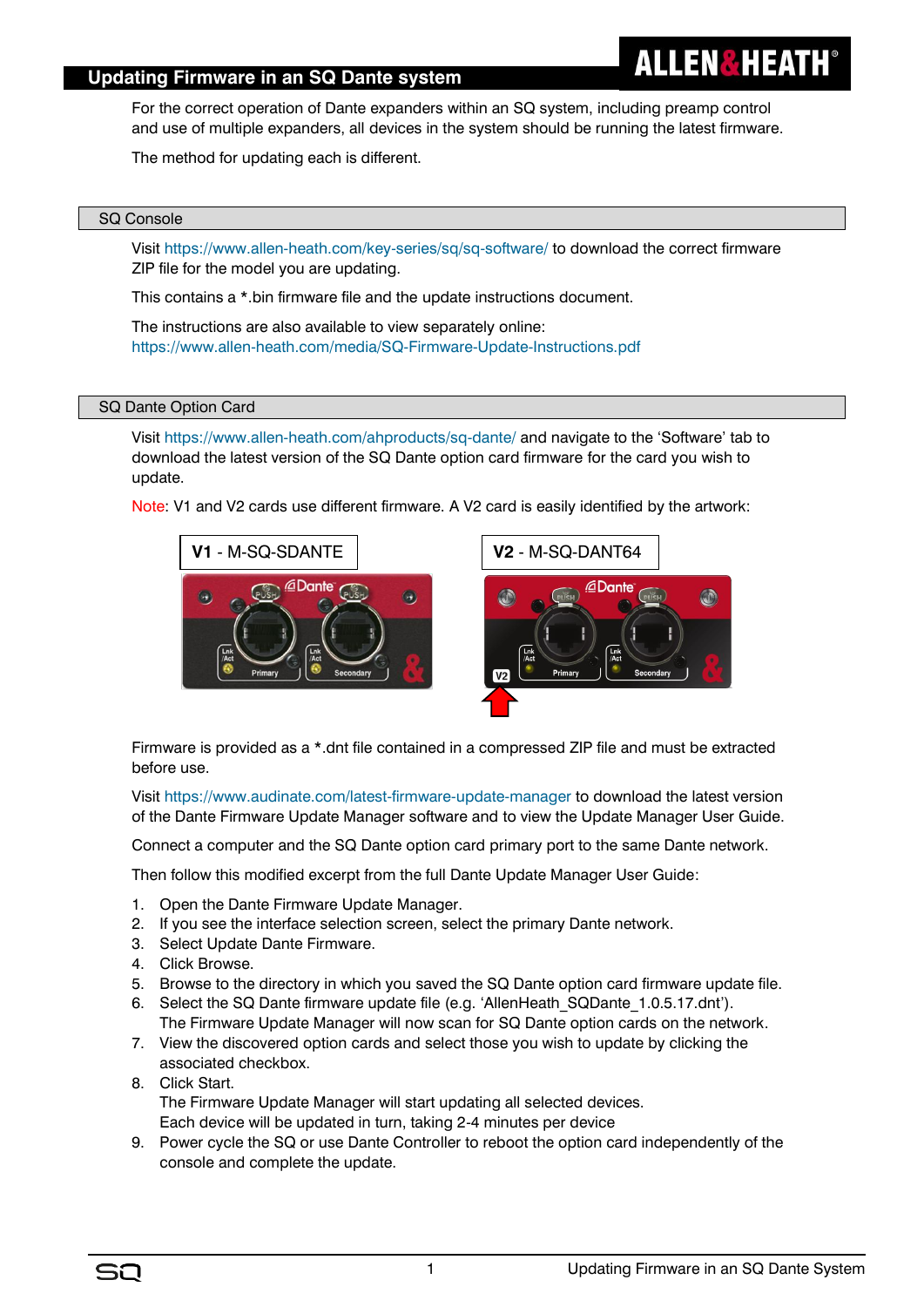# Updating Firmware in an SQ Dante system

For the correct operation of Dante expanders within an SQ system, including preamp control and use of multiple expanders, all devices in the system should be running the latest firmware.

The method for updating each is different.

## SQ Console

Visit https://www.allen-heath.com/key-series/sq/sq-software/ to download the correct firmware ZIP file for the model you are updating.

This contains a *.bin firmware file and the update instructions document.

The instructions are also available to view separately online:
https://www.allen-heath.com/media/SQ-Firmware-Update-Instructions.pdf

## SQ Dante Option Card

Visit https://www.allen-heath.com/ahproducts/sq-dante/ and navigate to the 'Software' tab to download the latest version of the SQ Dante option card firmware for the card you wish to update.

Note: V1 and V2 cards use different firmware. A V2 card is easily identified by the artwork:

**V1** - M-SQ-SDANTE

**V2** - M-SQ-DANT64

Firmware is provided as a *.dnt file contained in a compressed ZIP file and must be extracted before use.

Visit https://www.audinate.com/latest-firmware-update-manager to download the latest version of the Dante Firmware Update Manager software and to view the Update Manager User Guide.

Connect a computer and the SQ Dante option card primary port to the same Dante network.

Then follow this modified excerpt from the full Dante Update Manager User Guide:

1. Open the Dante Firmware Update Manager.
2. If you see the interface selection screen, select the primary Dante network.
3. Select Update Dante Firmware.
4. Click Browse.
5. Browse to the directory in which you saved the SQ Dante option card firmware update file.
6. Select the SQ Dante firmware update file (e.g. 'AllenHeath_SQDante_1.0.5.17.dnt').
   The Firmware Update Manager will now scan for SQ Dante option cards on the network.
7. View the discovered option cards and select those you wish to update by clicking the associated checkbox.
8. Click Start.
   The Firmware Update Manager will start updating all selected devices.
   Each device will be updated in turn, taking 2-4 minutes per device
9. Power cycle the SQ or use Dante Controller to reboot the option card independently of the console and complete the update.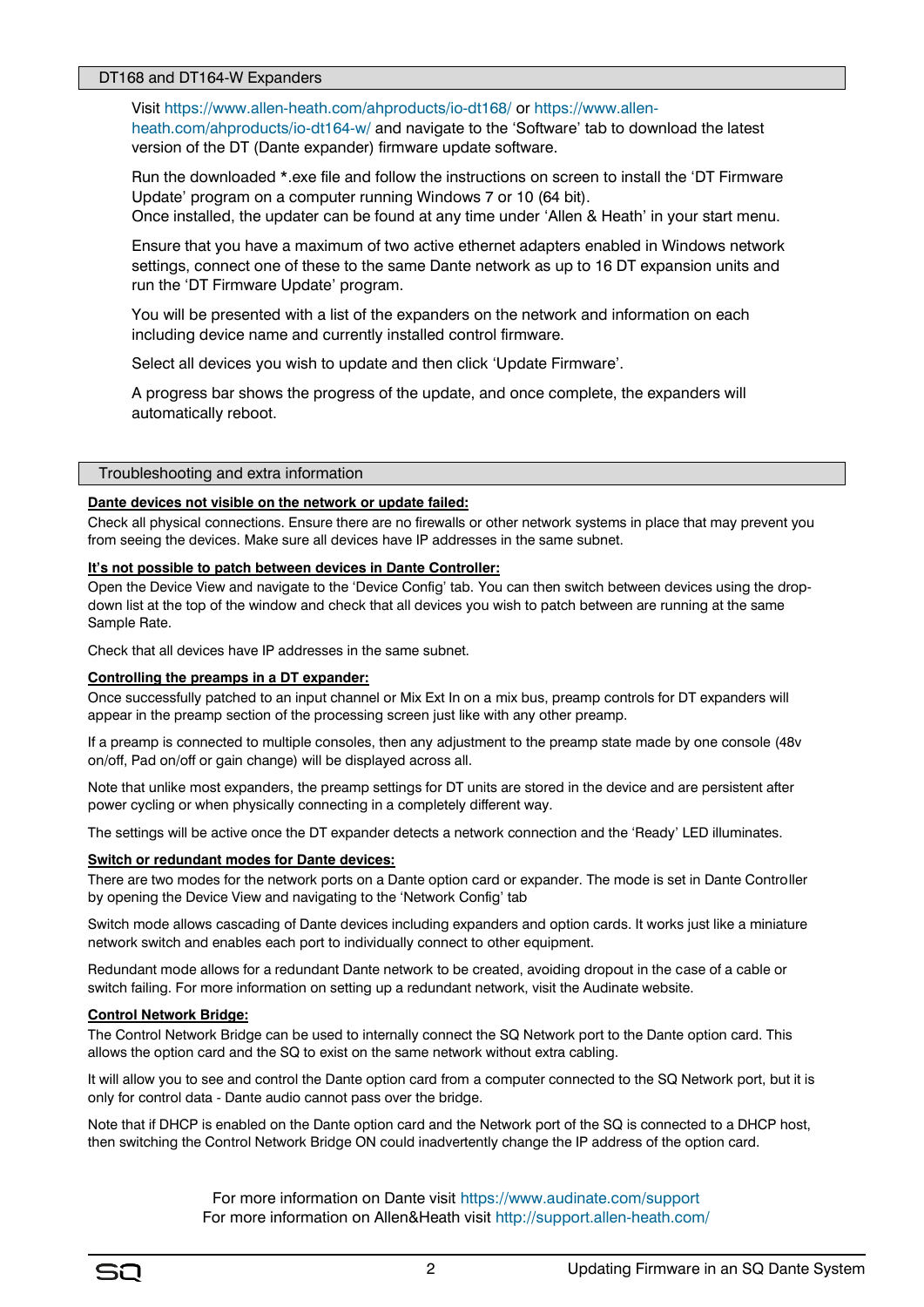## DT168 and DT164-W Expanders

Visit https://www.allen-heath.com/ahproducts/io-dt168/ or https://www.allen-heath.com/ahproducts/io-dt164-w/ and navigate to the 'Software' tab to download the latest version of the DT (Dante expander) firmware update software.

Run the downloaded *.exe file and follow the instructions on screen to install the 'DT Firmware Update' program on a computer running Windows 7 or 10 (64 bit).
Once installed, the updater can be found at any time under 'Allen & Heath' in your start menu.

Ensure that you have a maximum of two active ethernet adapters enabled in Windows network settings, connect one of these to the same Dante network as up to 16 DT expansion units and run the 'DT Firmware Update' program.

You will be presented with a list of the expanders on the network and information on each including device name and currently installed control firmware.

Select all devices you wish to update and then click 'Update Firmware'.

A progress bar shows the progress of the update, and once complete, the expanders will automatically reboot.

## Troubleshooting and extra information

**Dante devices not visible on the network or update failed:**

Check all physical connections. Ensure there are no firewalls or other network systems in place that may prevent you from seeing the devices. Make sure all devices have IP addresses in the same subnet.

**It's not possible to patch between devices in Dante Controller:**

Open the Device View and navigate to the 'Device Config' tab. You can then switch between devices using the drop-down list at the top of the window and check that all devices you wish to patch between are running at the same Sample Rate.

Check that all devices have IP addresses in the same subnet.

**Controlling the preamps in a DT expander:**

Once successfully patched to an input channel or Mix Ext In on a mix bus, preamp controls for DT expanders will appear in the preamp section of the processing screen just like with any other preamp.

If a preamp is connected to multiple consoles, then any adjustment to the preamp state made by one console (48v on/off, Pad on/off or gain change) will be displayed across all.

Note that unlike most expanders, the preamp settings for DT units are stored in the device and are persistent after power cycling or when physically connecting in a completely different way.

The settings will be active once the DT expander detects a network connection and the 'Ready' LED illuminates.

**Switch or redundant modes for Dante devices:**

There are two modes for the network ports on a Dante option card or expander. The mode is set in Dante Controller by opening the Device View and navigating to the 'Network Config' tab

Switch mode allows cascading of Dante devices including expanders and option cards. It works just like a miniature network switch and enables each port to individually connect to other equipment.

Redundant mode allows for a redundant Dante network to be created, avoiding dropout in the case of a cable or switch failing. For more information on setting up a redundant network, visit the Audinate website.

**Control Network Bridge:**

The Control Network Bridge can be used to internally connect the SQ Network port to the Dante option card. This allows the option card and the SQ to exist on the same network without extra cabling.

It will allow you to see and control the Dante option card from a computer connected to the SQ Network port, but it is only for control data - Dante audio cannot pass over the bridge.

Note that if DHCP is enabled on the Dante option card and the Network port of the SQ is connected to a DHCP host, then switching the Control Network Bridge ON could inadvertently change the IP address of the option card.

For more information on Dante visit https://www.audinate.com/support
For more information on Allen&Heath visit http://support.allen-heath.com/